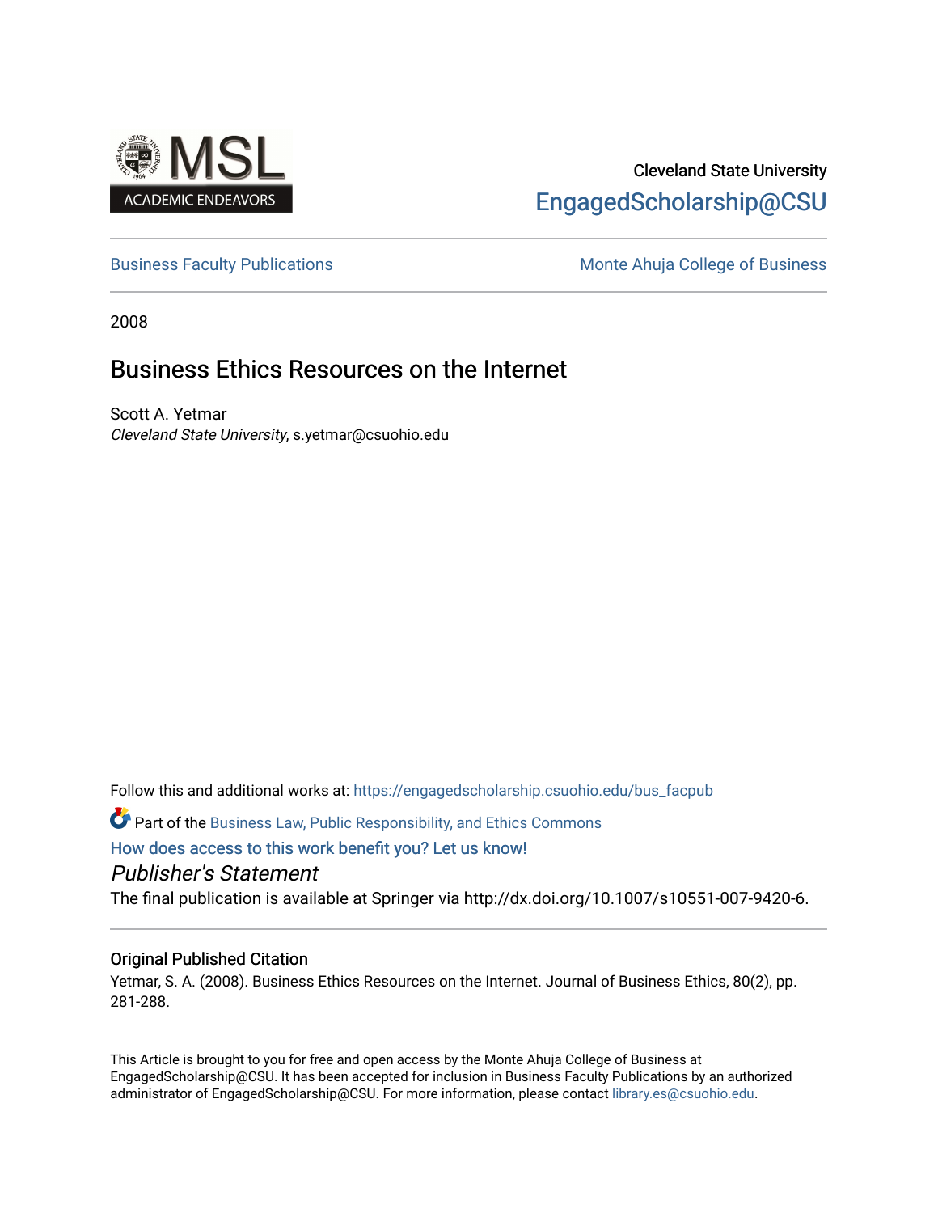MSL ACADEMIC ENDEAVORS

Cleveland State University

EngagedScholarship@CSU

Business Faculty Publications

Monte Ahuja College of Business

2008

# Business Ethics Resources on the Internet

Scott A. Yetmar

*Cleveland State University*, s.yetmar@csuohio.edu

Follow this and additional works at: https://engagedscholarship.csuohio.edu/bus_facpub

Part of the Business Law, Public Responsibility, and Ethics Commons

How does access to this work benefit you? Let us know!

*Publisher's Statement*

The final publication is available at Springer via http://dx.doi.org/10.1007/s10551-007-9420-6.

## Original Published Citation

Yetmar, S. A. (2008). Business Ethics Resources on the Internet. Journal of Business Ethics, 80(2), pp. 281-288.

This Article is brought to you for free and open access by the Monte Ahuja College of Business at EngagedScholarship@CSU. It has been accepted for inclusion in Business Faculty Publications by an authorized administrator of EngagedScholarship@CSU. For more information, please contact library.es@csuohio.edu.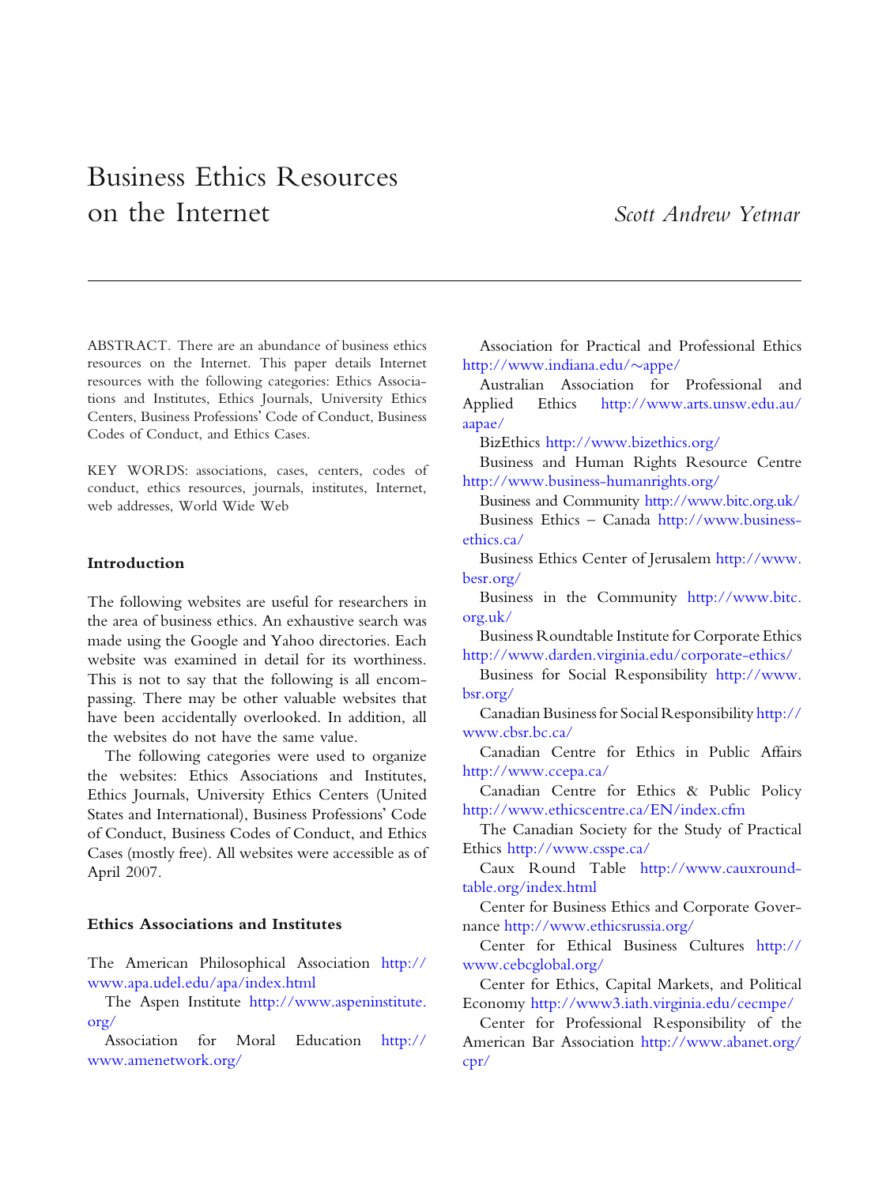# Business Ethics Resources on the Internet

*Scott Andrew Yetmar*

ABSTRACT. There are an abundance of business ethics resources on the Internet. This paper details Internet resources with the following categories: Ethics Associations and Institutes, Ethics Journals, University Ethics Centers, Business Professions' Code of Conduct, Business Codes of Conduct, and Ethics Cases.

KEY WORDS: associations, cases, centers, codes of conduct, ethics resources, journals, institutes, Internet, web addresses, World Wide Web

### Introduction

The following websites are useful for researchers in the area of business ethics. An exhaustive search was made using the Google and Yahoo directories. Each website was examined in detail for its worthiness. This is not to say that the following is all encompassing. There may be other valuable websites that have been accidentally overlooked. In addition, all the websites do not have the same value.

The following categories were used to organize the websites: Ethics Associations and Institutes, Ethics Journals, University Ethics Centers (United States and International), Business Professions' Code of Conduct, Business Codes of Conduct, and Ethics Cases (mostly free). All websites were accessible as of April 2007.

### Ethics Associations and Institutes

The American Philosophical Association http://www.apa.udel.edu/apa/index.html

The Aspen Institute http://www.aspeninstitute.org/

Association for Moral Education http://www.amenetwork.org/

Association for Practical and Professional Ethics http://www.indiana.edu/~appe/

Australian Association for Professional and Applied Ethics http://www.arts.unsw.edu.au/aapae/

BizEthics http://www.bizethics.org/

Business and Human Rights Resource Centre http://www.business-humanrights.org/

Business and Community http://www.bitc.org.uk/

Business Ethics – Canada http://www.business-ethics.ca/

Business Ethics Center of Jerusalem http://www.besr.org/

Business in the Community http://www.bitc.org.uk/

Business Roundtable Institute for Corporate Ethics http://www.darden.virginia.edu/corporate-ethics/

Business for Social Responsibility http://www.bsr.org/

Canadian Business for Social Responsibility http://www.cbsr.bc.ca/

Canadian Centre for Ethics in Public Affairs http://www.ccepa.ca/

Canadian Centre for Ethics & Public Policy http://www.ethicscentre.ca/EN/index.cfm

The Canadian Society for the Study of Practical Ethics http://www.csspe.ca/

Caux Round Table http://www.cauxroundtable.org/index.html

Center for Business Ethics and Corporate Governance http://www.ethicsrussia.org/

Center for Ethical Business Cultures http://www.cebcglobal.org/

Center for Ethics, Capital Markets, and Political Economy http://www3.iath.virginia.edu/cecmpe/

Center for Professional Responsibility of the American Bar Association http://www.abanet.org/cpr/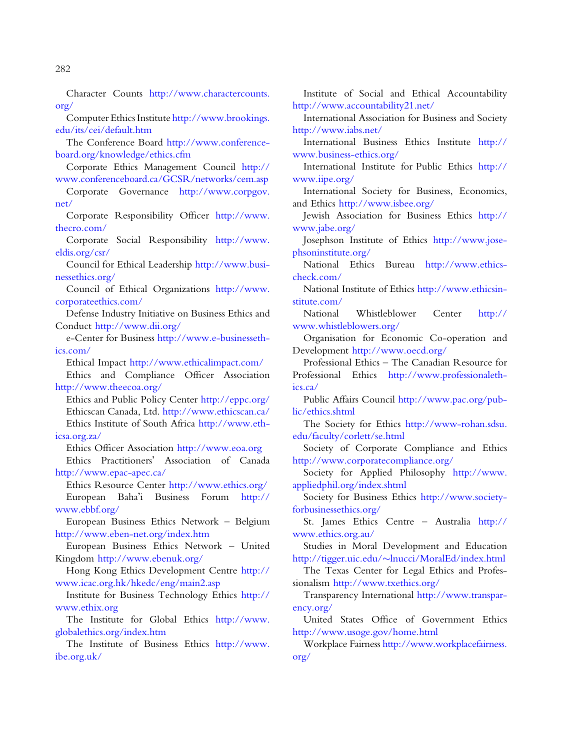Character Counts http://www.charactercounts.org/

Computer Ethics Institute http://www.brookings.edu/its/cei/default.htm

The Conference Board http://www.conference-board.org/knowledge/ethics.cfm

Corporate Ethics Management Council http://www.conferenceboard.ca/GCSR/networks/cem.asp

Corporate Governance http://www.corpgov.net/

Corporate Responsibility Officer http://www.thecro.com/

Corporate Social Responsibility http://www.eldis.org/csr/

Council for Ethical Leadership http://www.businessethics.org/

Council of Ethical Organizations http://www.corporateethics.com/

Defense Industry Initiative on Business Ethics and Conduct http://www.dii.org/

e-Center for Business http://www.e-businessethics.com/

Ethical Impact http://www.ethicalimpact.com/

Ethics and Compliance Officer Association http://www.theecoa.org/

Ethics and Public Policy Center http://eppc.org/

Ethicscan Canada, Ltd. http://www.ethicscan.ca/

Ethics Institute of South Africa http://www.ethicsa.org.za/

Ethics Officer Association http://www.eoa.org

Ethics Practitioners' Association of Canada http://www.epac-apec.ca/

Ethics Resource Center http://www.ethics.org/

European Baha'i Business Forum http://www.ebbf.org/

European Business Ethics Network – Belgium http://www.eben-net.org/index.htm

European Business Ethics Network – United Kingdom http://www.ebenuk.org/

Hong Kong Ethics Development Centre http://www.icac.org.hk/hkedc/eng/main2.asp

Institute for Business Technology Ethics http://www.ethix.org

The Institute for Global Ethics http://www.globalethics.org/index.htm

The Institute of Business Ethics http://www.ibe.org.uk/

Institute of Social and Ethical Accountability http://www.accountability21.net/

International Association for Business and Society http://www.iabs.net/

International Business Ethics Institute http://www.business-ethics.org/

International Institute for Public Ethics http://www.iipe.org/

International Society for Business, Economics, and Ethics http://www.isbee.org/

Jewish Association for Business Ethics http://www.jabe.org/

Josephson Institute of Ethics http://www.josephsoninstitute.org/

National Ethics Bureau http://www.ethics-check.com/

National Institute of Ethics http://www.ethicsinstitute.com/

National Whistleblower Center http://www.whistleblowers.org/

Organisation for Economic Co-operation and Development http://www.oecd.org/

Professional Ethics – The Canadian Resource for Professional Ethics http://www.professionalethics.ca/

Public Affairs Council http://www.pac.org/public/ethics.shtml

The Society for Ethics http://www-rohan.sdsu.edu/faculty/corlett/se.html

Society of Corporate Compliance and Ethics http://www.corporatecompliance.org/

Society for Applied Philosophy http://www.appliedphil.org/index.shtml

Society for Business Ethics http://www.societyforbusinessethics.org/

St. James Ethics Centre – Australia http://www.ethics.org.au/

Studies in Moral Development and Education http://tigger.uic.edu/~lnucci/MoralEd/index.html

The Texas Center for Legal Ethics and Professionalism http://www.txethics.org/

Transparency International http://www.transparency.org/

United States Office of Government Ethics http://www.usoge.gov/home.html

Workplace Fairness http://www.workplacefairness.org/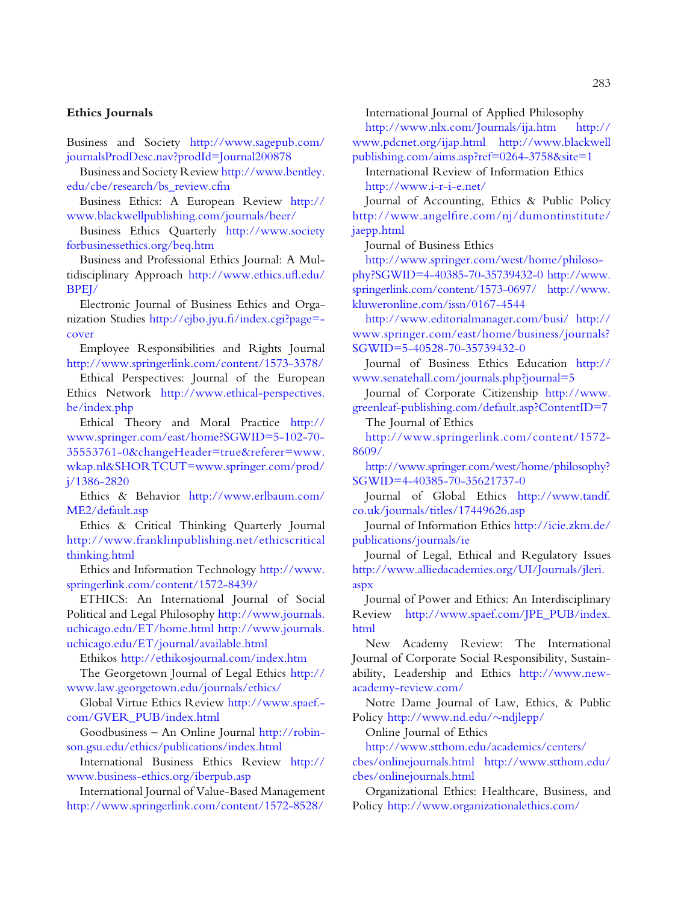### Ethics Journals

Business and Society http://www.sagepub.com/journalsProdDesc.nav?prodId=Journal200878

Business and Society Review http://www.bentley.edu/cbe/research/bs_review.cfm

Business Ethics: A European Review http://www.blackwellpublishing.com/journals/beer/

Business Ethics Quarterly http://www.societyforbusinessethics.org/beq.htm

Business and Professional Ethics Journal: A Multidisciplinary Approach http://www.ethics.ufl.edu/BPEJ/

Electronic Journal of Business Ethics and Organization Studies http://ejbo.jyu.fi/index.cgi?page=-cover

Employee Responsibilities and Rights Journal http://www.springerlink.com/content/1573-3378/

Ethical Perspectives: Journal of the European Ethics Network http://www.ethical-perspectives.be/index.php

Ethical Theory and Moral Practice http://www.springer.com/east/home?SGWID=5-102-70-35553761-0&changeHeader=true&referer=www.wkap.nl&SHORTCUT=www.springer.com/prod/j/1386-2820

Ethics & Behavior http://www.erlbaum.com/ME2/default.asp

Ethics & Critical Thinking Quarterly Journal http://www.franklinpublishing.net/ethicscriticalthinking.html

Ethics and Information Technology http://www.springerlink.com/content/1572-8439/

ETHICS: An International Journal of Social Political and Legal Philosophy http://www.journals.uchicago.edu/ET/home.html http://www.journals.uchicago.edu/ET/journal/available.html

Ethikos http://ethikosjournal.com/index.htm

The Georgetown Journal of Legal Ethics http://www.law.georgetown.edu/journals/ethics/

Global Virtue Ethics Review http://www.spaef.com/GVER_PUB/index.html

Goodbusiness – An Online Journal http://robinson.gsu.edu/ethics/publications/index.html

International Business Ethics Review http://www.business-ethics.org/iberpub.asp

International Journal of Value-Based Management http://www.springerlink.com/content/1572-8528/

International Journal of Applied Philosophy http://www.nlx.com/Journals/ija.htm http://www.pdcnet.org/ijap.html http://www.blackwellpublishing.com/aims.asp?ref=0264-3758&site=1

International Review of Information Ethics http://www.i-r-i-e.net/

Journal of Accounting, Ethics & Public Policy http://www.angelfire.com/nj/dumontinstitute/jaepp.html

Journal of Business Ethics http://www.springer.com/west/home/philosophy?SGWID=4-40385-70-35739432-0 http://www.springerlink.com/content/1573-0697/ http://www.kluweronline.com/issn/0167-4544 http://www.editorialmanager.com/busi/ http://www.springer.com/east/home/business/journals?SGWID=5-40528-70-35739432-0

Journal of Business Ethics Education http://www.senatehall.com/journals.php?journal=5

Journal of Corporate Citizenship http://www.greenleaf-publishing.com/default.asp?ContentID=7

The Journal of Ethics http://www.springerlink.com/content/1572-8609/ http://www.springer.com/west/home/philosophy?SGWID=4-40385-70-35621737-0

Journal of Global Ethics http://www.tandf.co.uk/journals/titles/17449626.asp

Journal of Information Ethics http://icie.zkm.de/publications/journals/ie

Journal of Legal, Ethical and Regulatory Issues http://www.alliedacademies.org/UI/Journals/jleri.aspx

Journal of Power and Ethics: An Interdisciplinary Review http://www.spaef.com/JPE_PUB/index.html

New Academy Review: The International Journal of Corporate Social Responsibility, Sustainability, Leadership and Ethics http://www.new-academy-review.com/

Notre Dame Journal of Law, Ethics, & Public Policy http://www.nd.edu/~ndjlepp/

Online Journal of Ethics http://www.stthom.edu/academics/centers/cbes/onlinejournals.html http://www.stthom.edu/cbes/onlinejournals.html

Organizational Ethics: Healthcare, Business, and Policy http://www.organizationalethics.com/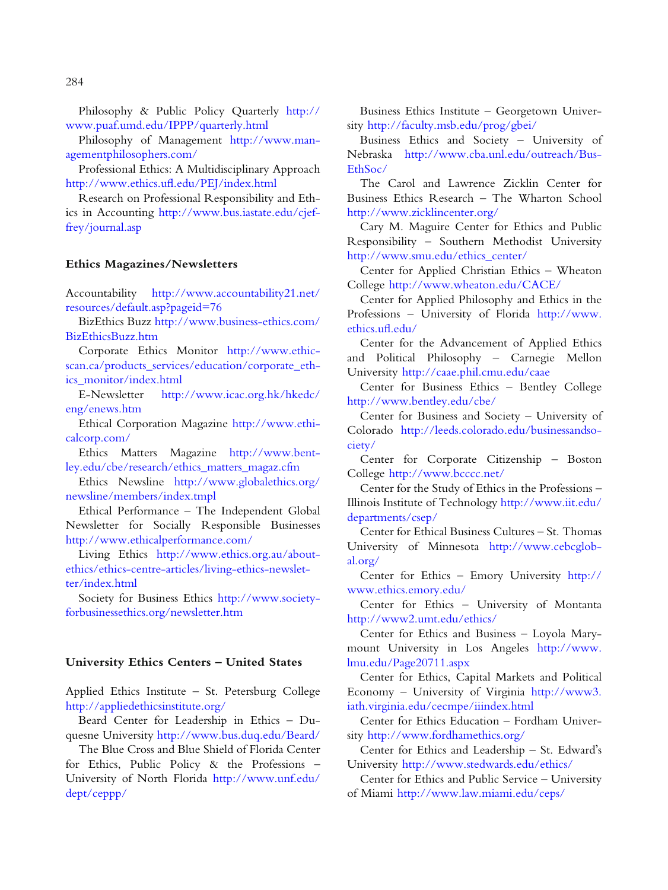Philosophy & Public Policy Quarterly http://www.puaf.umd.edu/IPPP/quarterly.html

Philosophy of Management http://www.managementphilosophers.com/

Professional Ethics: A Multidisciplinary Approach http://www.ethics.ufl.edu/PEJ/index.html

Research on Professional Responsibility and Ethics in Accounting http://www.bus.iastate.edu/cjeffrey/journal.asp

### Ethics Magazines/Newsletters

Accountability http://www.accountability21.net/resources/default.asp?pageid=76

BizEthics Buzz http://www.business-ethics.com/BizEthicsBuzz.htm

Corporate Ethics Monitor http://www.ethicscan.ca/products_services/education/corporate_ethics_monitor/index.html

E-Newsletter http://www.icac.org.hk/hkedc/eng/enews.htm

Ethical Corporation Magazine http://www.ethicalcorp.com/

Ethics Matters Magazine http://www.bentley.edu/cbe/research/ethics_matters_magaz.cfm

Ethics Newsline http://www.globalethics.org/newsline/members/index.tmpl

Ethical Performance – The Independent Global Newsletter for Socially Responsible Businesses http://www.ethicalperformance.com/

Living Ethics http://www.ethics.org.au/about-ethics/ethics-centre-articles/living-ethics-newsletter/index.html

Society for Business Ethics http://www.societyforbusinessethics.org/newsletter.htm

### University Ethics Centers – United States

Applied Ethics Institute – St. Petersburg College http://appliedethicsinstitute.org/

Beard Center for Leadership in Ethics – Duquesne University http://www.bus.duq.edu/Beard/

The Blue Cross and Blue Shield of Florida Center for Ethics, Public Policy & the Professions – University of North Florida http://www.unf.edu/dept/ceppp/

Business Ethics Institute – Georgetown University http://faculty.msb.edu/prog/gbei/

Business Ethics and Society – University of Nebraska http://www.cba.unl.edu/outreach/BusEthSoc/

The Carol and Lawrence Zicklin Center for Business Ethics Research – The Wharton School http://www.zicklincenter.org/

Cary M. Maguire Center for Ethics and Public Responsibility – Southern Methodist University http://www.smu.edu/ethics_center/

Center for Applied Christian Ethics – Wheaton College http://www.wheaton.edu/CACE/

Center for Applied Philosophy and Ethics in the Professions – University of Florida http://www.ethics.ufl.edu/

Center for the Advancement of Applied Ethics and Political Philosophy – Carnegie Mellon University http://caae.phil.cmu.edu/caae

Center for Business Ethics – Bentley College http://www.bentley.edu/cbe/

Center for Business and Society – University of Colorado http://leeds.colorado.edu/businessandsociety/

Center for Corporate Citizenship – Boston College http://www.bcccc.net/

Center for the Study of Ethics in the Professions – Illinois Institute of Technology http://www.iit.edu/departments/csep/

Center for Ethical Business Cultures – St. Thomas University of Minnesota http://www.cebcglobal.org/

Center for Ethics – Emory University http://www.ethics.emory.edu/

Center for Ethics – University of Montanta http://www2.umt.edu/ethics/

Center for Ethics and Business – Loyola Marymount University in Los Angeles http://www.lmu.edu/Page20711.aspx

Center for Ethics, Capital Markets and Political Economy – University of Virginia http://www3.iath.virginia.edu/cecmpe/iiindex.html

Center for Ethics Education – Fordham University http://www.fordhamethics.org/

Center for Ethics and Leadership – St. Edward's University http://www.stedwards.edu/ethics/

Center for Ethics and Public Service – University of Miami http://www.law.miami.edu/ceps/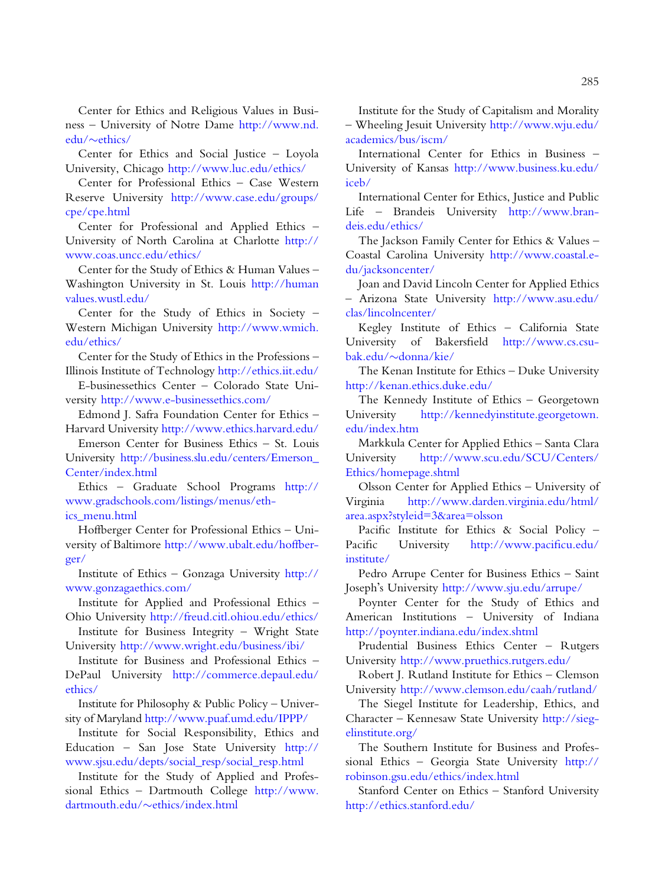Center for Ethics and Religious Values in Business – University of Notre Dame http://www.nd.edu/~ethics/

Center for Ethics and Social Justice – Loyola University, Chicago http://www.luc.edu/ethics/

Center for Professional Ethics – Case Western Reserve University http://www.case.edu/groups/cpe/cpe.html

Center for Professional and Applied Ethics – University of North Carolina at Charlotte http://www.coas.uncc.edu/ethics/

Center for the Study of Ethics & Human Values – Washington University in St. Louis http://humanvalues.wustl.edu/

Center for the Study of Ethics in Society – Western Michigan University http://www.wmich.edu/ethics/

Center for the Study of Ethics in the Professions – Illinois Institute of Technology http://ethics.iit.edu/

E-businessethics Center – Colorado State University http://www.e-businessethics.com/

Edmond J. Safra Foundation Center for Ethics – Harvard University http://www.ethics.harvard.edu/

Emerson Center for Business Ethics – St. Louis University http://business.slu.edu/centers/Emerson_Center/index.html

Ethics – Graduate School Programs http://www.gradschools.com/listings/menus/ethics_menu.html

Hoffberger Center for Professional Ethics – University of Baltimore http://www.ubalt.edu/hoffberger/

Institute of Ethics – Gonzaga University http://www.gonzagaethics.com/

Institute for Applied and Professional Ethics – Ohio University http://freud.citl.ohiou.edu/ethics/

Institute for Business Integrity – Wright State University http://www.wright.edu/business/ibi/

Institute for Business and Professional Ethics – DePaul University http://commerce.depaul.edu/ethics/

Institute for Philosophy & Public Policy – University of Maryland http://www.puaf.umd.edu/IPPP/

Institute for Social Responsibility, Ethics and Education – San Jose State University http://www.sjsu.edu/depts/social_resp/social_resp.html

Institute for the Study of Applied and Professional Ethics – Dartmouth College http://www.dartmouth.edu/~ethics/index.html

Institute for the Study of Capitalism and Morality – Wheeling Jesuit University http://www.wju.edu/academics/bus/iscm/

International Center for Ethics in Business – University of Kansas http://www.business.ku.edu/iceb/

International Center for Ethics, Justice and Public Life – Brandeis University http://www.brandeis.edu/ethics/

The Jackson Family Center for Ethics & Values – Coastal Carolina University http://www.coastal.edu/jacksoncenter/

Joan and David Lincoln Center for Applied Ethics – Arizona State University http://www.asu.edu/clas/lincolncenter/

Kegley Institute of Ethics – California State University of Bakersfield http://www.cs.csubak.edu/~donna/kie/

The Kenan Institute for Ethics – Duke University http://kenan.ethics.duke.edu/

The Kennedy Institute of Ethics – Georgetown University http://kennedyinstitute.georgetown.edu/index.htm

Markkula Center for Applied Ethics – Santa Clara University http://www.scu.edu/SCU/Centers/Ethics/homepage.shtml

Olsson Center for Applied Ethics – University of Virginia http://www.darden.virginia.edu/html/area.aspx?styleid=3&area=olsson

Pacific Institute for Ethics & Social Policy – Pacific University http://www.pacificu.edu/institute/

Pedro Arrupe Center for Business Ethics – Saint Joseph's University http://www.sju.edu/arrupe/

Poynter Center for the Study of Ethics and American Institutions – University of Indiana http://poynter.indiana.edu/index.shtml

Prudential Business Ethics Center – Rutgers University http://www.pruethics.rutgers.edu/

Robert J. Rutland Institute for Ethics – Clemson University http://www.clemson.edu/caah/rutland/

The Siegel Institute for Leadership, Ethics, and Character – Kennesaw State University http://siegelinstitute.org/

The Southern Institute for Business and Professional Ethics – Georgia State University http://robinson.gsu.edu/ethics/index.html

Stanford Center on Ethics – Stanford University http://ethics.stanford.edu/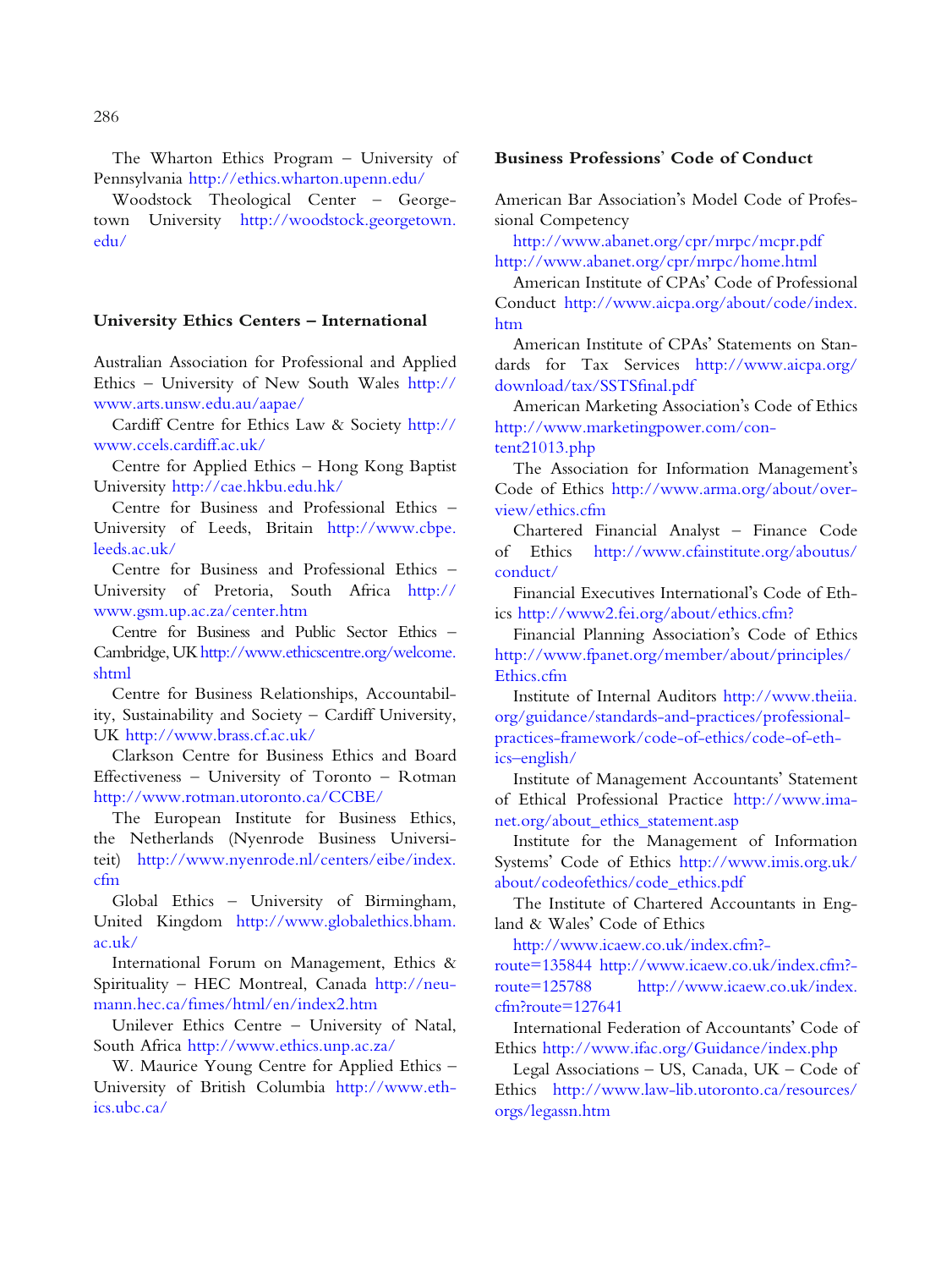The Wharton Ethics Program – University of Pennsylvania http://ethics.wharton.upenn.edu/

Woodstock Theological Center – Georgetown University http://woodstock.georgetown.edu/

## University Ethics Centers – International

Australian Association for Professional and Applied Ethics – University of New South Wales http://www.arts.unsw.edu.au/aapae/

Cardiff Centre for Ethics Law & Society http://www.ccels.cardiff.ac.uk/

Centre for Applied Ethics – Hong Kong Baptist University http://cae.hkbu.edu.hk/

Centre for Business and Professional Ethics – University of Leeds, Britain http://www.cbpe.leeds.ac.uk/

Centre for Business and Professional Ethics – University of Pretoria, South Africa http://www.gsm.up.ac.za/center.htm

Centre for Business and Public Sector Ethics – Cambridge, UK http://www.ethicscentre.org/welcome.shtml

Centre for Business Relationships, Accountability, Sustainability and Society – Cardiff University, UK http://www.brass.cf.ac.uk/

Clarkson Centre for Business Ethics and Board Effectiveness – University of Toronto – Rotman http://www.rotman.utoronto.ca/CCBE/

The European Institute for Business Ethics, the Netherlands (Nyenrode Business Universiteit) http://www.nyenrode.nl/centers/eibe/index.cfm

Global Ethics – University of Birmingham, United Kingdom http://www.globalethics.bham.ac.uk/

International Forum on Management, Ethics & Spirituality – HEC Montreal, Canada http://neumann.hec.ca/fimes/html/en/index2.htm

Unilever Ethics Centre – University of Natal, South Africa http://www.ethics.unp.ac.za/

W. Maurice Young Centre for Applied Ethics – University of British Columbia http://www.ethics.ubc.ca/

## Business Professions' Code of Conduct

American Bar Association's Model Code of Professional Competency http://www.abanet.org/cpr/mrpc/mcpr.pdf http://www.abanet.org/cpr/mrpc/home.html

American Institute of CPAs' Code of Professional Conduct http://www.aicpa.org/about/code/index.htm

American Institute of CPAs' Statements on Standards for Tax Services http://www.aicpa.org/download/tax/SSTSfinal.pdf

American Marketing Association's Code of Ethics http://www.marketingpower.com/content21013.php

The Association for Information Management's Code of Ethics http://www.arma.org/about/overview/ethics.cfm

Chartered Financial Analyst – Finance Code of Ethics http://www.cfainstitute.org/aboutus/conduct/

Financial Executives International's Code of Ethics http://www2.fei.org/about/ethics.cfm?

Financial Planning Association's Code of Ethics http://www.fpanet.org/member/about/principles/Ethics.cfm

Institute of Internal Auditors http://www.theiia.org/guidance/standards-and-practices/professional-practices-framework/code-of-ethics/code-of-ethics–english/

Institute of Management Accountants' Statement of Ethical Professional Practice http://www.imanet.org/about_ethics_statement.asp

Institute for the Management of Information Systems' Code of Ethics http://www.imis.org.uk/about/codeofethics/code_ethics.pdf

The Institute of Chartered Accountants in England & Wales' Code of Ethics http://www.icaew.co.uk/index.cfm?route=135844 http://www.icaew.co.uk/index.cfm?route=125788 http://www.icaew.co.uk/index.cfm?route=127641

International Federation of Accountants' Code of Ethics http://www.ifac.org/Guidance/index.php

Legal Associations – US, Canada, UK – Code of Ethics http://www.law-lib.utoronto.ca/resources/orgs/legassn.htm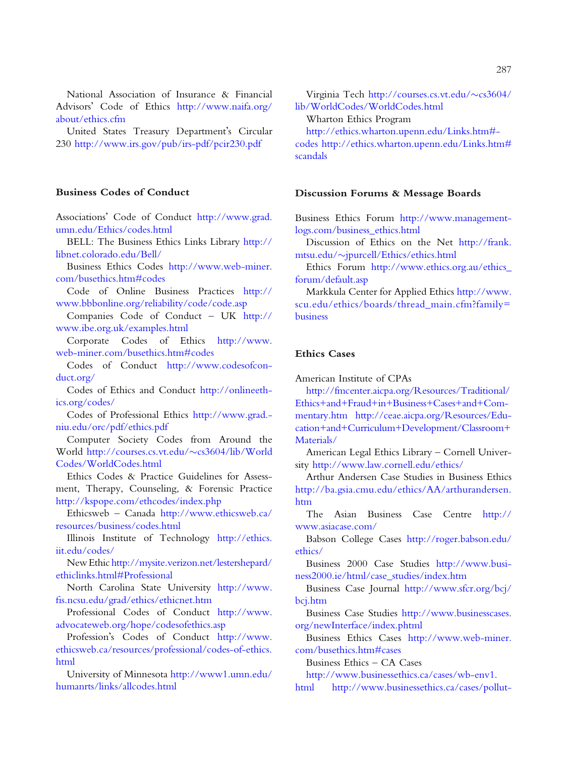National Association of Insurance & Financial Advisors' Code of Ethics http://www.naifa.org/about/ethics.cfm

United States Treasury Department's Circular 230 http://www.irs.gov/pub/irs-pdf/pcir230.pdf

### Business Codes of Conduct

Associations' Code of Conduct http://www.grad.umn.edu/Ethics/codes.html

BELL: The Business Ethics Links Library http://libnet.colorado.edu/Bell/

Business Ethics Codes http://www.web-miner.com/busethics.htm#codes

Code of Online Business Practices http://www.bbbonline.org/reliability/code/code.asp

Companies Code of Conduct – UK http://www.ibe.org.uk/examples.html

Corporate Codes of Ethics http://www.web-miner.com/busethics.htm#codes

Codes of Conduct http://www.codesofconduct.org/

Codes of Ethics and Conduct http://onlineethics.org/codes/

Codes of Professional Ethics http://www.grad.niu.edu/orc/pdf/ethics.pdf

Computer Society Codes from Around the World http://courses.cs.vt.edu/~cs3604/lib/WorldCodes/WorldCodes.html

Ethics Codes & Practice Guidelines for Assessment, Therapy, Counseling, & Forensic Practice http://kspope.com/ethcodes/index.php

Ethicsweb – Canada http://www.ethicsweb.ca/resources/business/codes.html

Illinois Institute of Technology http://ethics.iit.edu/codes/

New Ethic http://mysite.verizon.net/lestershepard/ethiclinks.html#Professional

North Carolina State University http://www.fis.ncsu.edu/grad/ethics/ethicnet.htm

Professional Codes of Conduct http://www.advocateweb.org/hope/codesofethics.asp

Profession's Codes of Conduct http://www.ethicsweb.ca/resources/professional/codes-of-ethics.html

University of Minnesota http://www1.umn.edu/humanrts/links/allcodes.html

Virginia Tech http://courses.cs.vt.edu/~cs3604/lib/WorldCodes/WorldCodes.html

Wharton Ethics Program http://ethics.wharton.upenn.edu/Links.htm#codes http://ethics.wharton.upenn.edu/Links.htm#scandals

### Discussion Forums & Message Boards

Business Ethics Forum http://www.management-logs.com/business_ethics.html

Discussion of Ethics on the Net http://frank.mtsu.edu/~jpurcell/Ethics/ethics.html

Ethics Forum http://www.ethics.org.au/ethics_forum/default.asp

Markkula Center for Applied Ethics http://www.scu.edu/ethics/boards/thread_main.cfm?family=business

### Ethics Cases

American Institute of CPAs http://fmcenter.aicpa.org/Resources/Traditional/Ethics+and+Fraud+in+Business+Cases+and+Commentary.htm http://ceae.aicpa.org/Resources/Education+and+Curriculum+Development/Classroom+Materials/

American Legal Ethics Library – Cornell University http://www.law.cornell.edu/ethics/

Arthur Andersen Case Studies in Business Ethics http://ba.gsia.cmu.edu/ethics/AA/arthurandersen.htm

The Asian Business Case Centre http://www.asiacase.com/

Babson College Cases http://roger.babson.edu/ethics/

Business 2000 Case Studies http://www.business2000.ie/html/case_studies/index.htm

Business Case Journal http://www.sfcr.org/bcj/bcj.htm

Business Case Studies http://www.businesscases.org/newInterface/index.phtml

Business Ethics Cases http://www.web-miner.com/busethics.htm#cases

Business Ethics – CA Cases http://www.businessethics.ca/cases/wb-env1.html http://www.businessethics.ca/cases/pollut-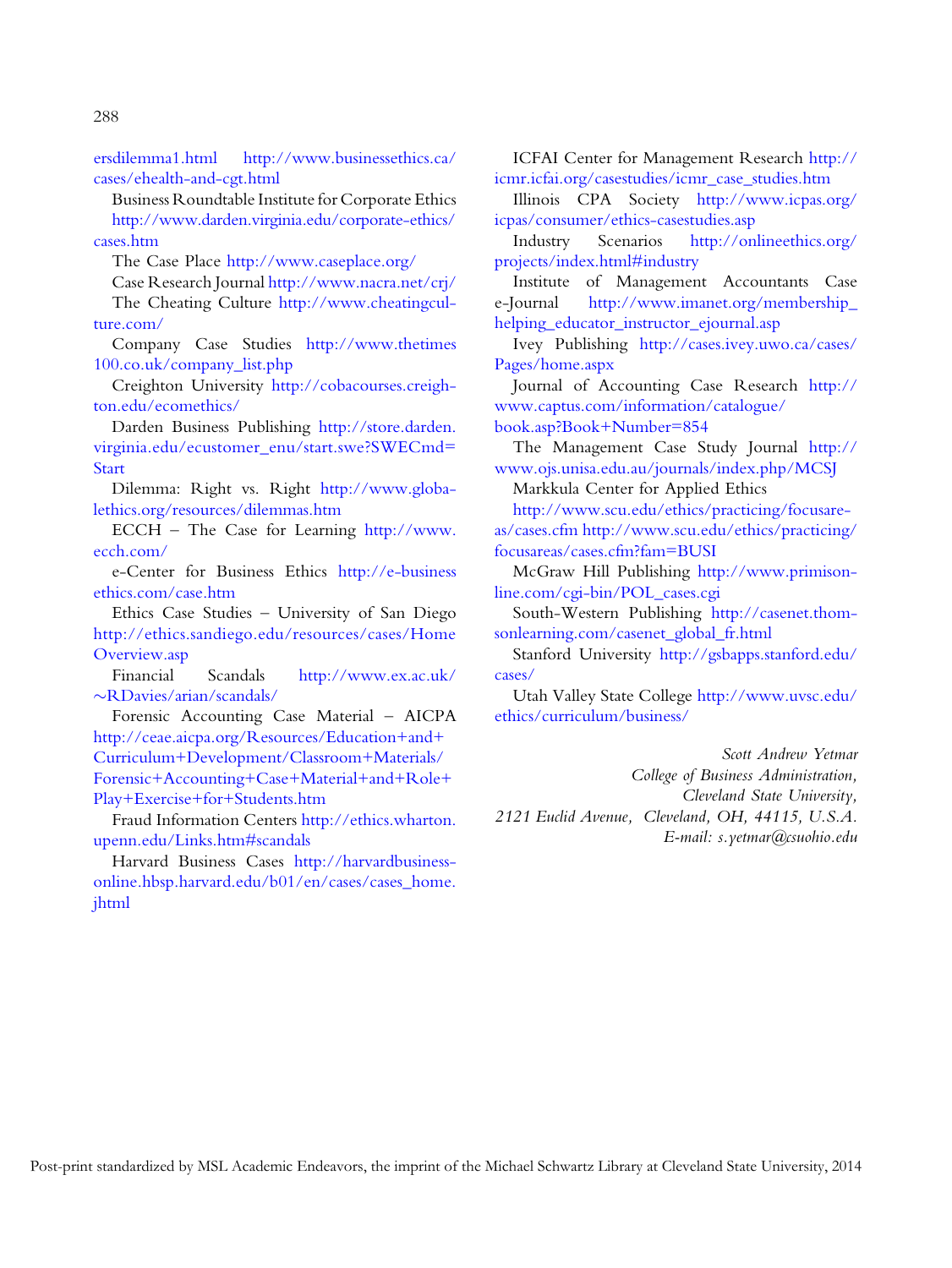ersdilemma1.html http://www.businessethics.ca/cases/ehealth-and-cgt.html

Business Roundtable Institute for Corporate Ethics http://www.darden.virginia.edu/corporate-ethics/cases.htm

The Case Place http://www.caseplace.org/

Case Research Journal http://www.nacra.net/crj/

The Cheating Culture http://www.cheatingculture.com/

Company Case Studies http://www.thetimes100.co.uk/company_list.php

Creighton University http://cobacourses.creighton.edu/ecomethics/

Darden Business Publishing http://store.darden.virginia.edu/ecustomer_enu/start.swe?SWECmd=Start

Dilemma: Right vs. Right http://www.globalethics.org/resources/dilemmas.htm

ECCH – The Case for Learning http://www.ecch.com/

e-Center for Business Ethics http://e-businessethics.com/case.htm

Ethics Case Studies – University of San Diego http://ethics.sandiego.edu/resources/cases/HomeOverview.asp

Financial Scandals http://www.ex.ac.uk/~RDavies/arian/scandals/

Forensic Accounting Case Material – AICPA http://ceae.aicpa.org/Resources/Education+and+Curriculum+Development/Classroom+Materials/Forensic+Accounting+Case+Material+and+Role+Play+Exercise+for+Students.htm

Fraud Information Centers http://ethics.wharton.upenn.edu/Links.htm#scandals

Harvard Business Cases http://harvardbusinessonline.hbsp.harvard.edu/b01/en/cases/cases_home.jhtml

ICFAI Center for Management Research http://icmr.icfai.org/casestudies/icmr_case_studies.htm

Illinois CPA Society http://www.icpas.org/icpas/consumer/ethics-casestudies.asp

Industry Scenarios http://onlineethics.org/projects/index.html#industry

Institute of Management Accountants Case e-Journal http://www.imanet.org/membership_helping_educator_instructor_ejournal.asp

Ivey Publishing http://cases.ivey.uwo.ca/cases/Pages/home.aspx

Journal of Accounting Case Research http://www.captus.com/information/catalogue/book.asp?Book+Number=854

The Management Case Study Journal http://www.ojs.unisa.edu.au/journals/index.php/MCSJ

Markkula Center for Applied Ethics http://www.scu.edu/ethics/practicing/focusareas/cases.cfm http://www.scu.edu/ethics/practicing/focusareas/cases.cfm?fam=BUSI

McGraw Hill Publishing http://www.primisonline.com/cgi-bin/POL_cases.cgi

South-Western Publishing http://casenet.thomsonlearning.com/casenet_global_fr.html

Stanford University http://gsbapps.stanford.edu/cases/

Utah Valley State College http://www.uvsc.edu/ethics/curriculum/business/

*Scott Andrew Yetmar*
*College of Business Administration,*
*Cleveland State University,*
*2121 Euclid Avenue, Cleveland, OH, 44115, U.S.A.*
*E-mail: s.yetmar@csuohio.edu*

Post-print standardized by MSL Academic Endeavors, the imprint of the Michael Schwartz Library at Cleveland State University, 2014